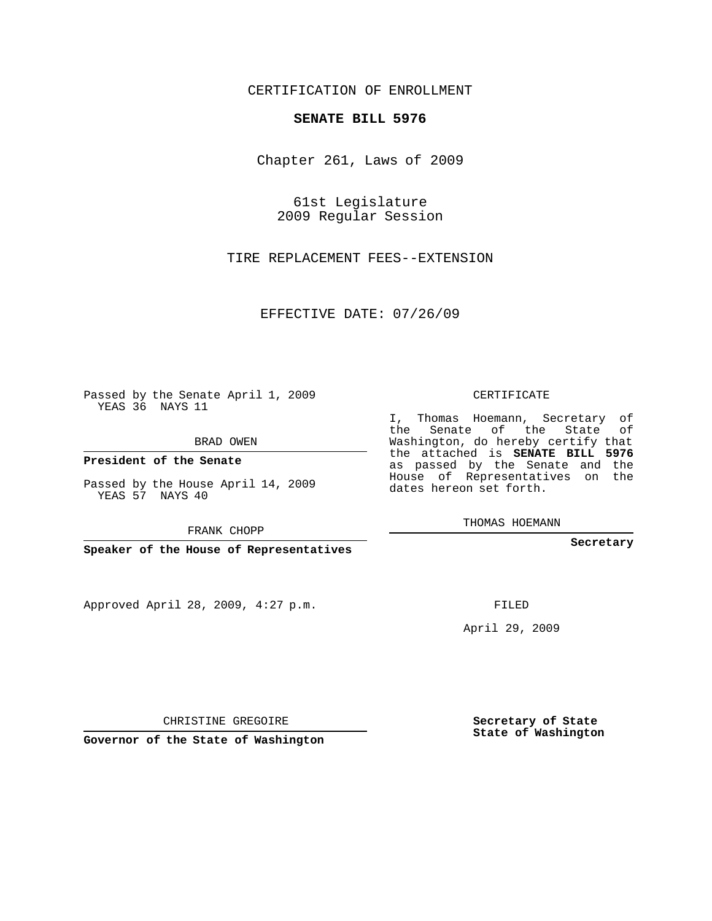CERTIFICATION OF ENROLLMENT

**SENATE BILL 5976**

Chapter 261, Laws of 2009

61st Legislature
2009 Regular Session

TIRE REPLACEMENT FEES--EXTENSION

EFFECTIVE DATE: 07/26/09

Passed by the Senate April 1, 2009
YEAS 36 NAYS 11

BRAD OWEN

**President of the Senate**

Passed by the House April 14, 2009
YEAS 57 NAYS 40

FRANK CHOPP

**Speaker of the House of Representatives**

Approved April 28, 2009, 4:27 p.m.

CHRISTINE GREGOIRE

**Governor of the State of Washington**

CERTIFICATE

I, Thomas Hoemann, Secretary of the Senate of the State of Washington, do hereby certify that the attached is **SENATE BILL 5976** as passed by the Senate and the House of Representatives on the dates hereon set forth.

THOMAS HOEMANN

**Secretary**

FILED

April 29, 2009

**Secretary of State**
**State of Washington**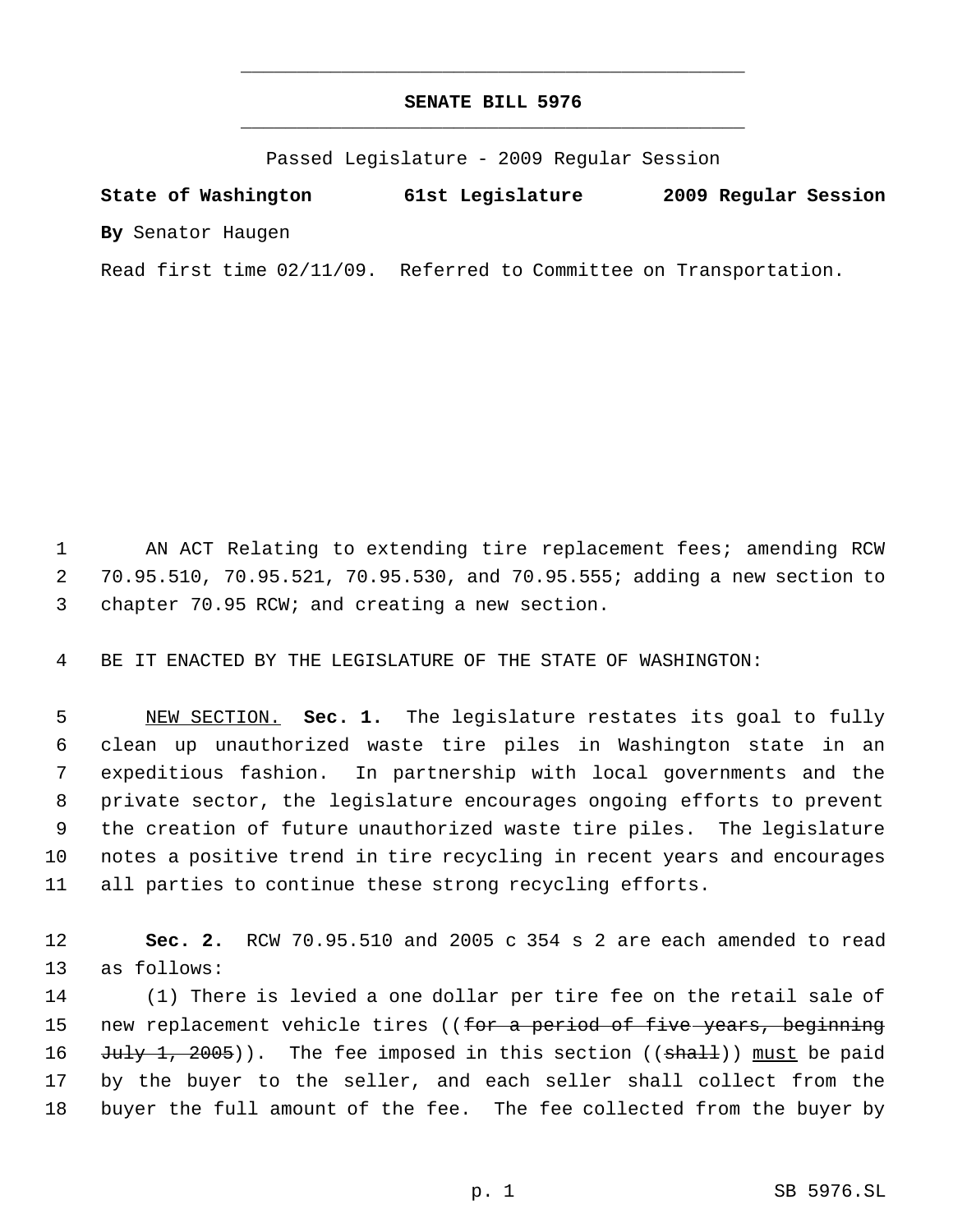# SENATE BILL 5976

Passed Legislature - 2009 Regular Session

**State of Washington 61st Legislature 2009 Regular Session**

**By** Senator Haugen

Read first time 02/11/09. Referred to Committee on Transportation.

1 AN ACT Relating to extending tire replacement fees; amending RCW
2 70.95.510, 70.95.521, 70.95.530, and 70.95.555; adding a new section to
3 chapter 70.95 RCW; and creating a new section.

4 BE IT ENACTED BY THE LEGISLATURE OF THE STATE OF WASHINGTON:

5 NEW SECTION. **Sec. 1.** The legislature restates its goal to fully
6 clean up unauthorized waste tire piles in Washington state in an
7 expeditious fashion. In partnership with local governments and the
8 private sector, the legislature encourages ongoing efforts to prevent
9 the creation of future unauthorized waste tire piles. The legislature
10 notes a positive trend in tire recycling in recent years and encourages
11 all parties to continue these strong recycling efforts.

12 **Sec. 2.** RCW 70.95.510 and 2005 c 354 s 2 are each amended to read
13 as follows:

14 (1) There is levied a one dollar per tire fee on the retail sale of
15 new replacement vehicle tires ((~~for a period of five years, beginning~~
16 ~~July 1, 2005~~)). The fee imposed in this section ((~~shall~~)) must be paid
17 by the buyer to the seller, and each seller shall collect from the
18 buyer the full amount of the fee. The fee collected from the buyer by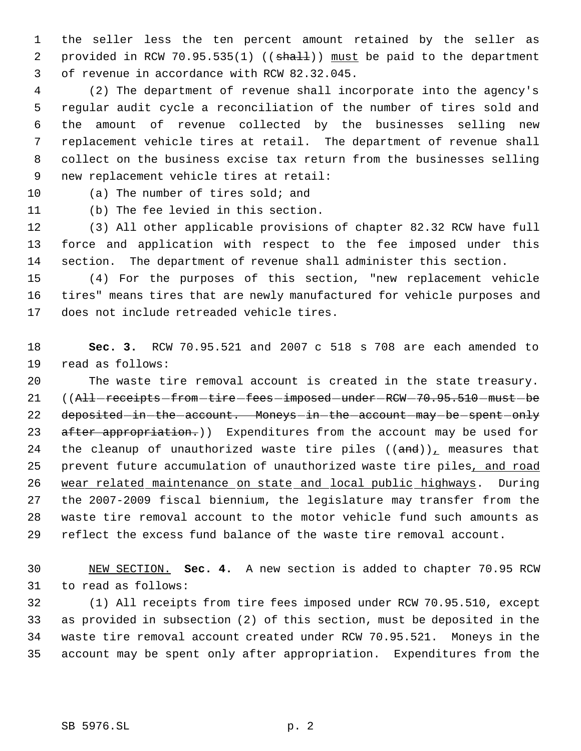the seller less the ten percent amount retained by the seller as provided in RCW 70.95.535(1) ((~~shall~~)) <u>must</u> be paid to the department of revenue in accordance with RCW 82.32.045.

(2) The department of revenue shall incorporate into the agency's regular audit cycle a reconciliation of the number of tires sold and the amount of revenue collected by the businesses selling new replacement vehicle tires at retail. The department of revenue shall collect on the business excise tax return from the businesses selling new replacement vehicle tires at retail:

(a) The number of tires sold; and

(b) The fee levied in this section.

(3) All other applicable provisions of chapter 82.32 RCW have full force and application with respect to the fee imposed under this section. The department of revenue shall administer this section.

(4) For the purposes of this section, "new replacement vehicle tires" means tires that are newly manufactured for vehicle purposes and does not include retreaded vehicle tires.

**Sec. 3.** RCW 70.95.521 and 2007 c 518 s 708 are each amended to read as follows:

The waste tire removal account is created in the state treasury. ((~~All receipts from tire fees imposed under RCW 70.95.510 must be deposited in the account. Moneys in the account may be spent only after appropriation.~~)) Expenditures from the account may be used for the cleanup of unauthorized waste tire piles ((~~and~~))<u>,</u> measures that prevent future accumulation of unauthorized waste tire piles<u>, and road wear related maintenance on state and local public highways</u>. During the 2007-2009 fiscal biennium, the legislature may transfer from the waste tire removal account to the motor vehicle fund such amounts as reflect the excess fund balance of the waste tire removal account.

<u>NEW SECTION.</u> **Sec. 4.** A new section is added to chapter 70.95 RCW to read as follows:

(1) All receipts from tire fees imposed under RCW 70.95.510, except as provided in subsection (2) of this section, must be deposited in the waste tire removal account created under RCW 70.95.521. Moneys in the account may be spent only after appropriation. Expenditures from the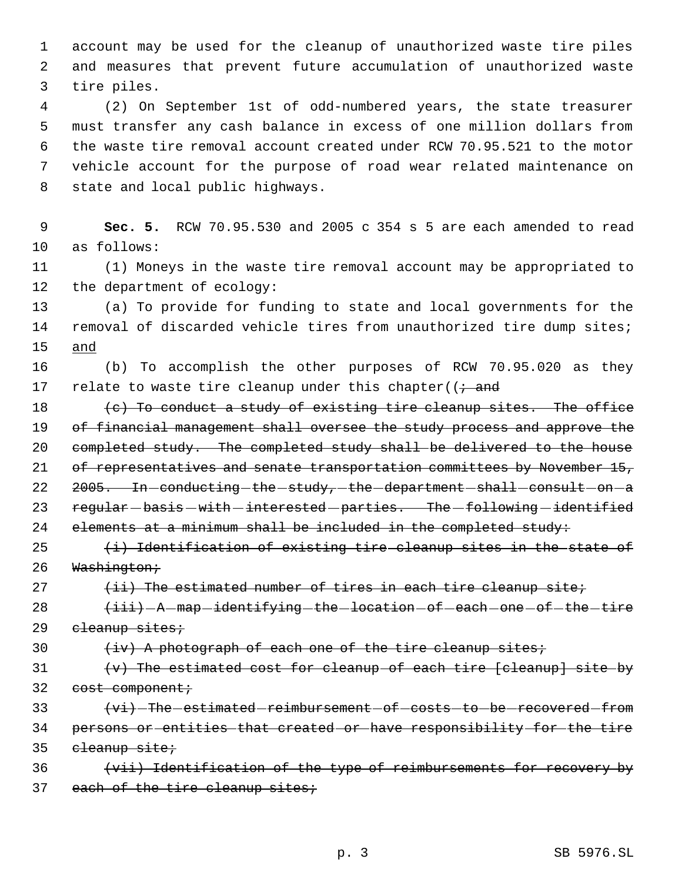account may be used for the cleanup of unauthorized waste tire piles and measures that prevent future accumulation of unauthorized waste tire piles.

(2) On September 1st of odd-numbered years, the state treasurer must transfer any cash balance in excess of one million dollars from the waste tire removal account created under RCW 70.95.521 to the motor vehicle account for the purpose of road wear related maintenance on state and local public highways.

**Sec. 5.** RCW 70.95.530 and 2005 c 354 s 5 are each amended to read as follows:

(1) Moneys in the waste tire removal account may be appropriated to the department of ecology:

(a) To provide for funding to state and local governments for the removal of discarded vehicle tires from unauthorized tire dump sites; <u>and</u>

(b) To accomplish the other purposes of RCW 70.95.020 as they relate to waste tire cleanup under this chapter((~~; and~~

~~(c) To conduct a study of existing tire cleanup sites. The office of financial management shall oversee the study process and approve the completed study. The completed study shall be delivered to the house of representatives and senate transportation committees by November 15, 2005. In conducting the study, the department shall consult on a regular basis with interested parties. The following identified elements at a minimum shall be included in the completed study:~~

~~(i) Identification of existing tire cleanup sites in the state of Washington;~~

~~(ii) The estimated number of tires in each tire cleanup site;~~

~~(iii) A map identifying the location of each one of the tire cleanup sites;~~

~~(iv) A photograph of each one of the tire cleanup sites;~~

~~(v) The estimated cost for cleanup of each tire [cleanup] site by cost component;~~

~~(vi) The estimated reimbursement of costs to be recovered from persons or entities that created or have responsibility for the tire cleanup site;~~

~~(vii) Identification of the type of reimbursements for recovery by each of the tire cleanup sites;~~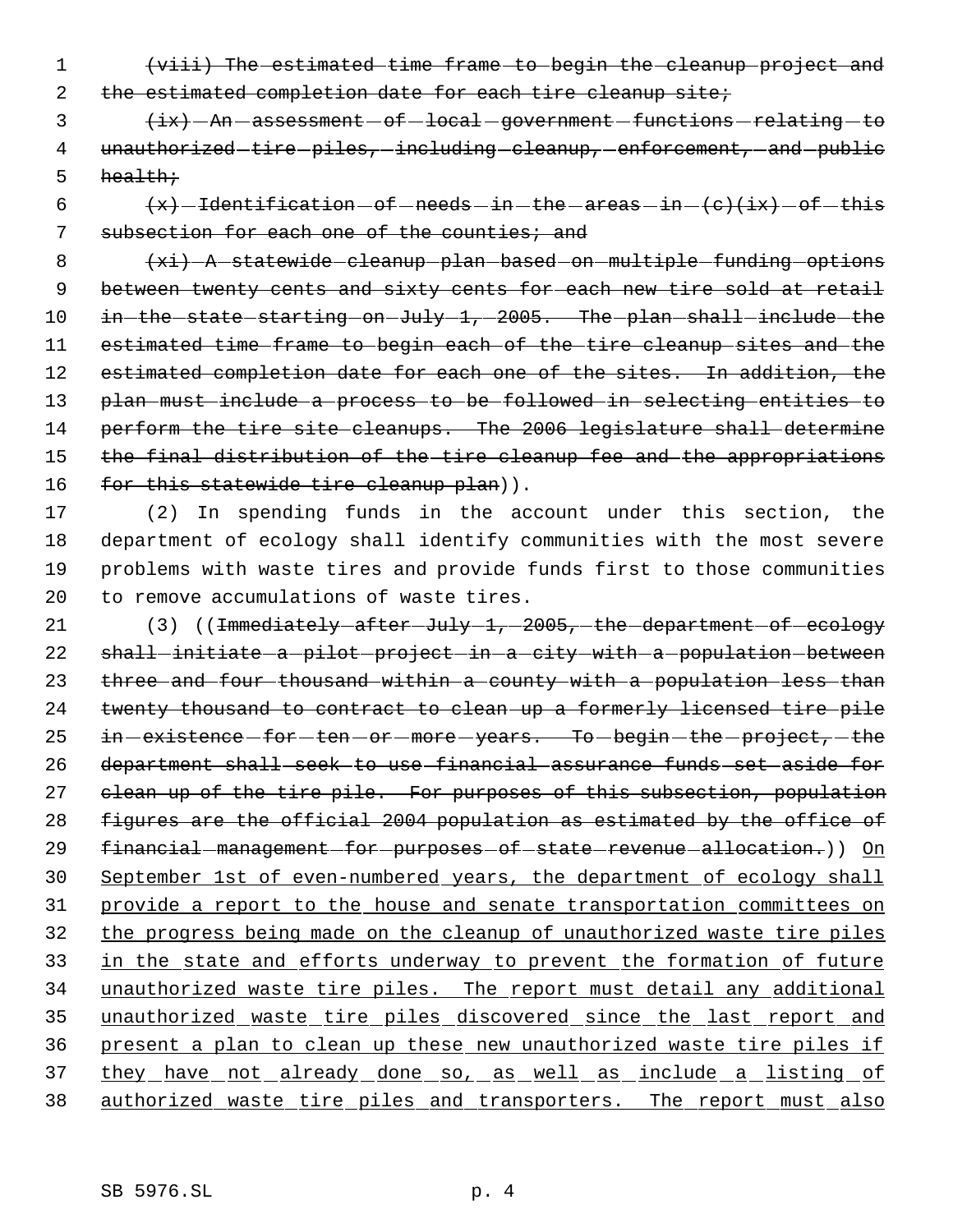~~(viii) The estimated time frame to begin the cleanup project and the estimated completion date for each tire cleanup site;~~

~~(ix) An assessment of local government functions relating to unauthorized tire piles, including cleanup, enforcement, and public health;~~

~~(x) Identification of needs in the areas in (c)(ix) of this subsection for each one of the counties; and~~

~~(xi) A statewide cleanup plan based on multiple funding options between twenty cents and sixty cents for each new tire sold at retail in the state starting on July 1, 2005. The plan shall include the estimated time frame to begin each of the tire cleanup sites and the estimated completion date for each one of the sites. In addition, the plan must include a process to be followed in selecting entities to perform the tire site cleanups. The 2006 legislature shall determine the final distribution of the tire cleanup fee and the appropriations for this statewide tire cleanup plan~~)).

(2) In spending funds in the account under this section, the department of ecology shall identify communities with the most severe problems with waste tires and provide funds first to those communities to remove accumulations of waste tires.

(3) ((~~Immediately after July 1, 2005, the department of ecology shall initiate a pilot project in a city with a population between three and four thousand within a county with a population less than twenty thousand to contract to clean up a formerly licensed tire pile in existence for ten or more years. To begin the project, the department shall seek to use financial assurance funds set aside for clean up of the tire pile. For purposes of this subsection, population figures are the official 2004 population as estimated by the office of financial management for purposes of state revenue allocation.~~)) <u>On September 1st of even-numbered years, the department of ecology shall provide a report to the house and senate transportation committees on the progress being made on the cleanup of unauthorized waste tire piles in the state and efforts underway to prevent the formation of future unauthorized waste tire piles. The report must detail any additional unauthorized waste tire piles discovered since the last report and present a plan to clean up these new unauthorized waste tire piles if they have not already done so, as well as include a listing of authorized waste tire piles and transporters. The report must also</u>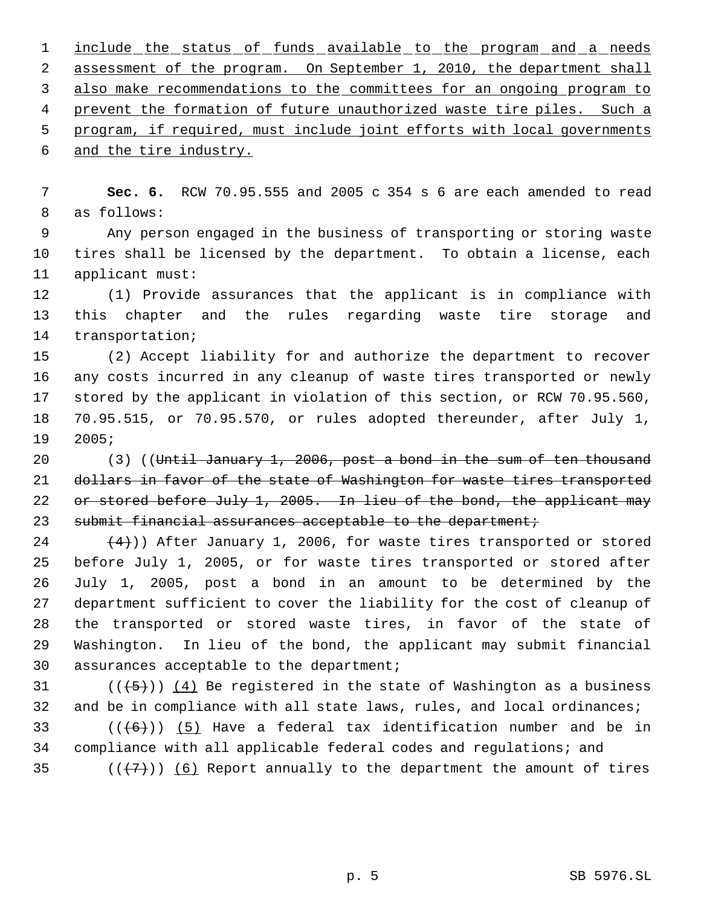include the status of funds available to the program and a needs assessment of the program. On September 1, 2010, the department shall also make recommendations to the committees for an ongoing program to prevent the formation of future unauthorized waste tire piles. Such a program, if required, must include joint efforts with local governments and the tire industry.

**Sec. 6.** RCW 70.95.555 and 2005 c 354 s 6 are each amended to read as follows:

Any person engaged in the business of transporting or storing waste tires shall be licensed by the department. To obtain a license, each applicant must:

(1) Provide assurances that the applicant is in compliance with this chapter and the rules regarding waste tire storage and transportation;

(2) Accept liability for and authorize the department to recover any costs incurred in any cleanup of waste tires transported or newly stored by the applicant in violation of this section, or RCW 70.95.560, 70.95.515, or 70.95.570, or rules adopted thereunder, after July 1, 2005;

(3) ((~~Until January 1, 2006, post a bond in the sum of ten thousand dollars in favor of the state of Washington for waste tires transported or stored before July 1, 2005. In lieu of the bond, the applicant may submit financial assurances acceptable to the department;~~

~~(4)~~)) After January 1, 2006, for waste tires transported or stored before July 1, 2005, or for waste tires transported or stored after July 1, 2005, post a bond in an amount to be determined by the department sufficient to cover the liability for the cost of cleanup of the transported or stored waste tires, in favor of the state of Washington. In lieu of the bond, the applicant may submit financial assurances acceptable to the department;

((~~(5)~~)) (4) Be registered in the state of Washington as a business and be in compliance with all state laws, rules, and local ordinances;

((~~(6)~~)) (5) Have a federal tax identification number and be in compliance with all applicable federal codes and regulations; and

((~~(7)~~)) (6) Report annually to the department the amount of tires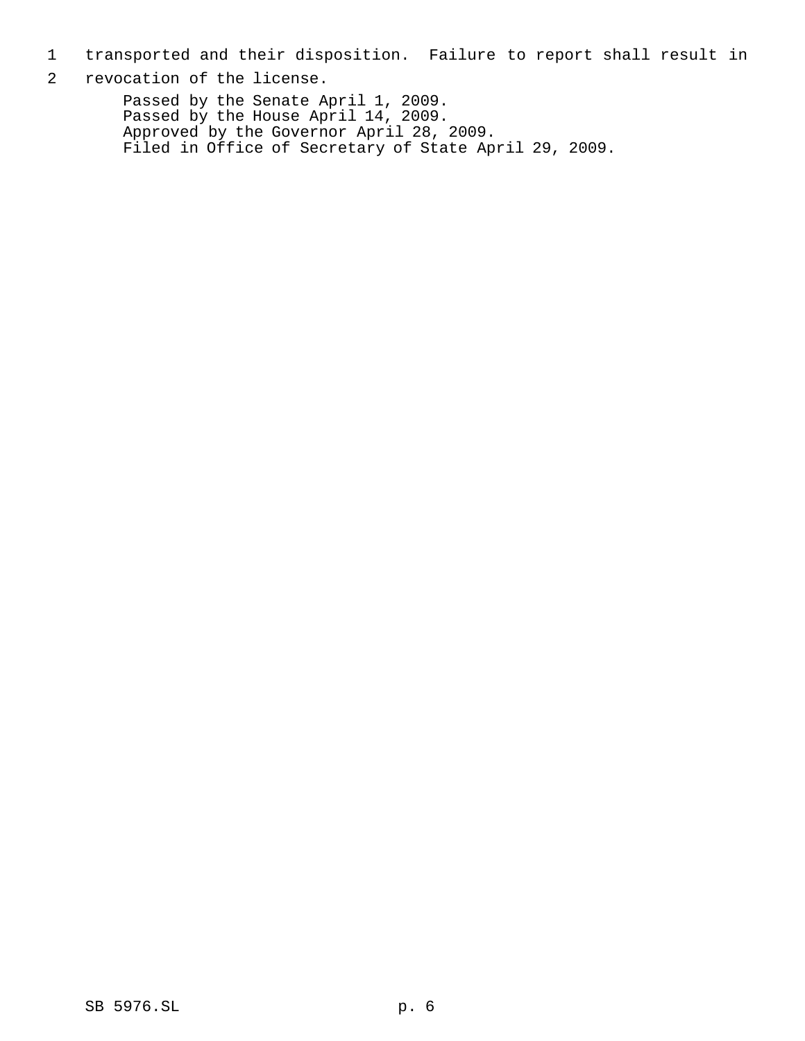transported and their disposition. Failure to report shall result in revocation of the license.

Passed by the Senate April 1, 2009.
Passed by the House April 14, 2009.
Approved by the Governor April 28, 2009.
Filed in Office of Secretary of State April 29, 2009.